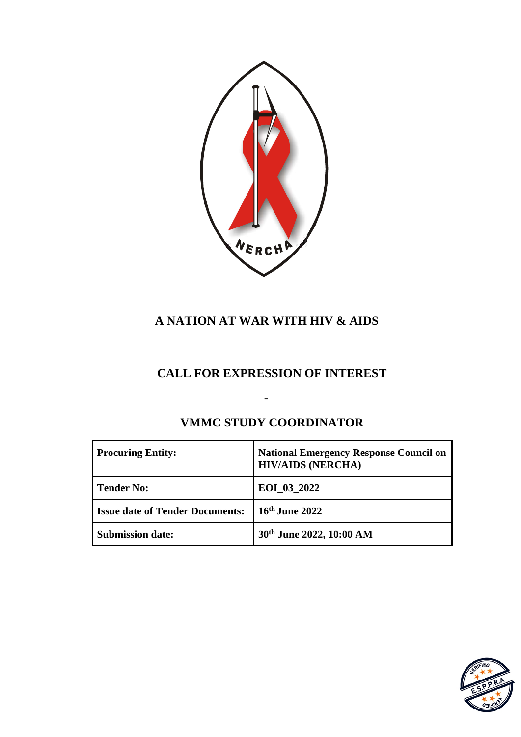# A NATION AT WAR WITH HIV & AIDS

## CALL FOR EXPRESSION OF INTEREST

-

## VMMC STUDY COORDINATOR

| **Procuring Entity:** | **National Emergency Response Council on HIV/AIDS (NERCHA)** |
|---|---|
| **Tender No:** | **EOI_03_2022** |
| **Issue date of Tender Documents:** | **16th June 2022** |
| **Submission date:** | **30th June 2022, 10:00 AM** |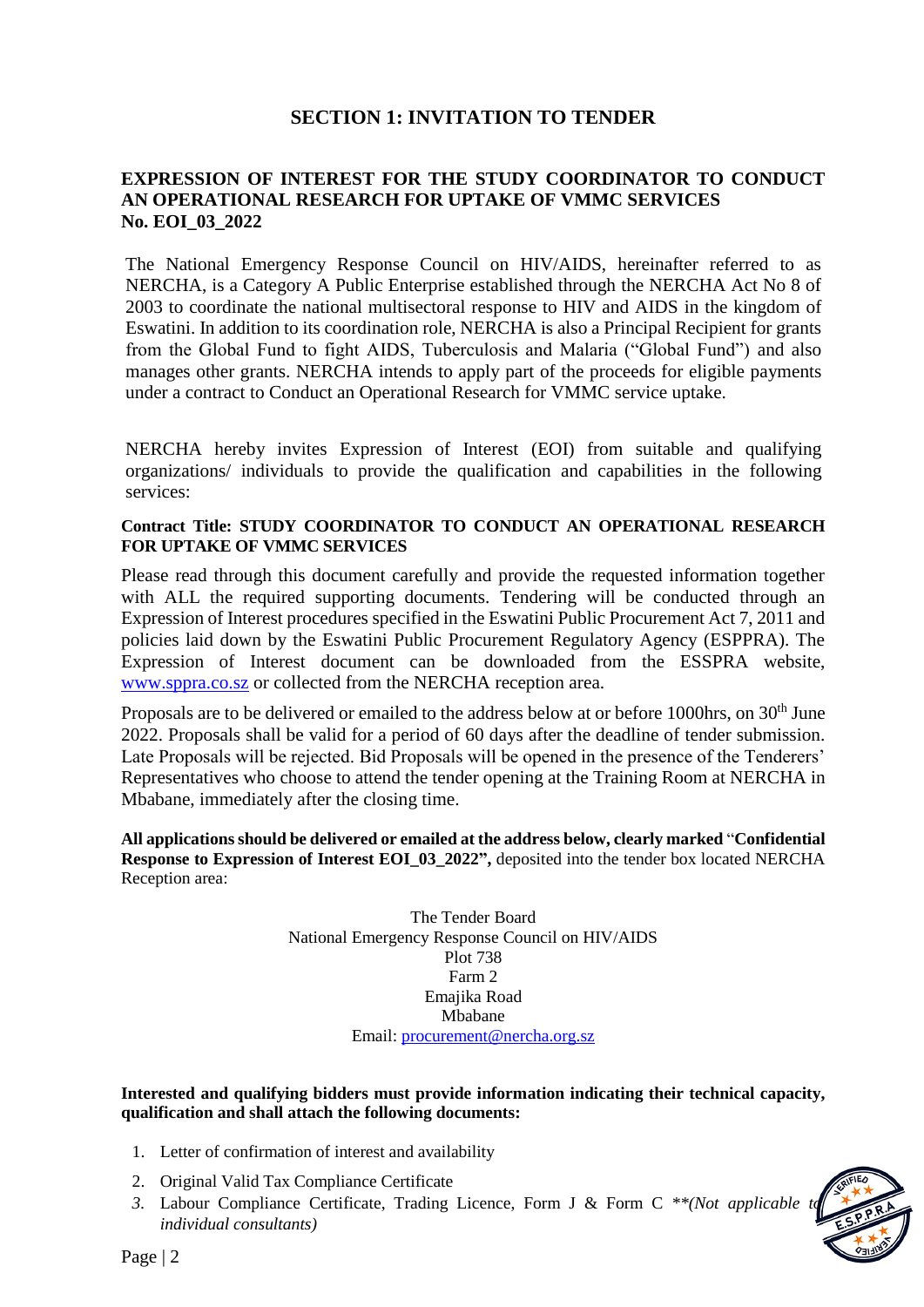## SECTION 1: INVITATION TO TENDER

**EXPRESSION OF INTEREST FOR THE STUDY COORDINATOR TO CONDUCT AN OPERATIONAL RESEARCH FOR UPTAKE OF VMMC SERVICES No. EOI_03_2022**

The National Emergency Response Council on HIV/AIDS, hereinafter referred to as NERCHA, is a Category A Public Enterprise established through the NERCHA Act No 8 of 2003 to coordinate the national multisectoral response to HIV and AIDS in the kingdom of Eswatini. In addition to its coordination role, NERCHA is also a Principal Recipient for grants from the Global Fund to fight AIDS, Tuberculosis and Malaria ("Global Fund") and also manages other grants. NERCHA intends to apply part of the proceeds for eligible payments under a contract to Conduct an Operational Research for VMMC service uptake.

NERCHA hereby invites Expression of Interest (EOI) from suitable and qualifying organizations/ individuals to provide the qualification and capabilities in the following services:

**Contract Title: STUDY COORDINATOR TO CONDUCT AN OPERATIONAL RESEARCH FOR UPTAKE OF VMMC SERVICES**

Please read through this document carefully and provide the requested information together with ALL the required supporting documents. Tendering will be conducted through an Expression of Interest procedures specified in the Eswatini Public Procurement Act 7, 2011 and policies laid down by the Eswatini Public Procurement Regulatory Agency (ESPPRA). The Expression of Interest document can be downloaded from the ESSPRA website, [www.sppra.co.sz](http://www.sppra.co.sz) or collected from the NERCHA reception area.

Proposals are to be delivered or emailed to the address below at or before 1000hrs, on 30th June 2022. Proposals shall be valid for a period of 60 days after the deadline of tender submission. Late Proposals will be rejected. Bid Proposals will be opened in the presence of the Tenderers' Representatives who choose to attend the tender opening at the Training Room at NERCHA in Mbabane, immediately after the closing time.

**All applications should be delivered or emailed at the address below, clearly marked "Confidential Response to Expression of Interest EOI_03_2022",** deposited into the tender box located NERCHA Reception area:

The Tender Board
National Emergency Response Council on HIV/AIDS
Plot 738
Farm 2
Emajika Road
Mbabane
Email: [procurement@nercha.org.sz](mailto:procurement@nercha.org.sz)

**Interested and qualifying bidders must provide information indicating their technical capacity, qualification and shall attach the following documents:**

1. Letter of confirmation of interest and availability
2. Original Valid Tax Compliance Certificate
3. Labour Compliance Certificate, Trading Licence, Form J & Form C *\*\*(Not applicable to individual consultants)*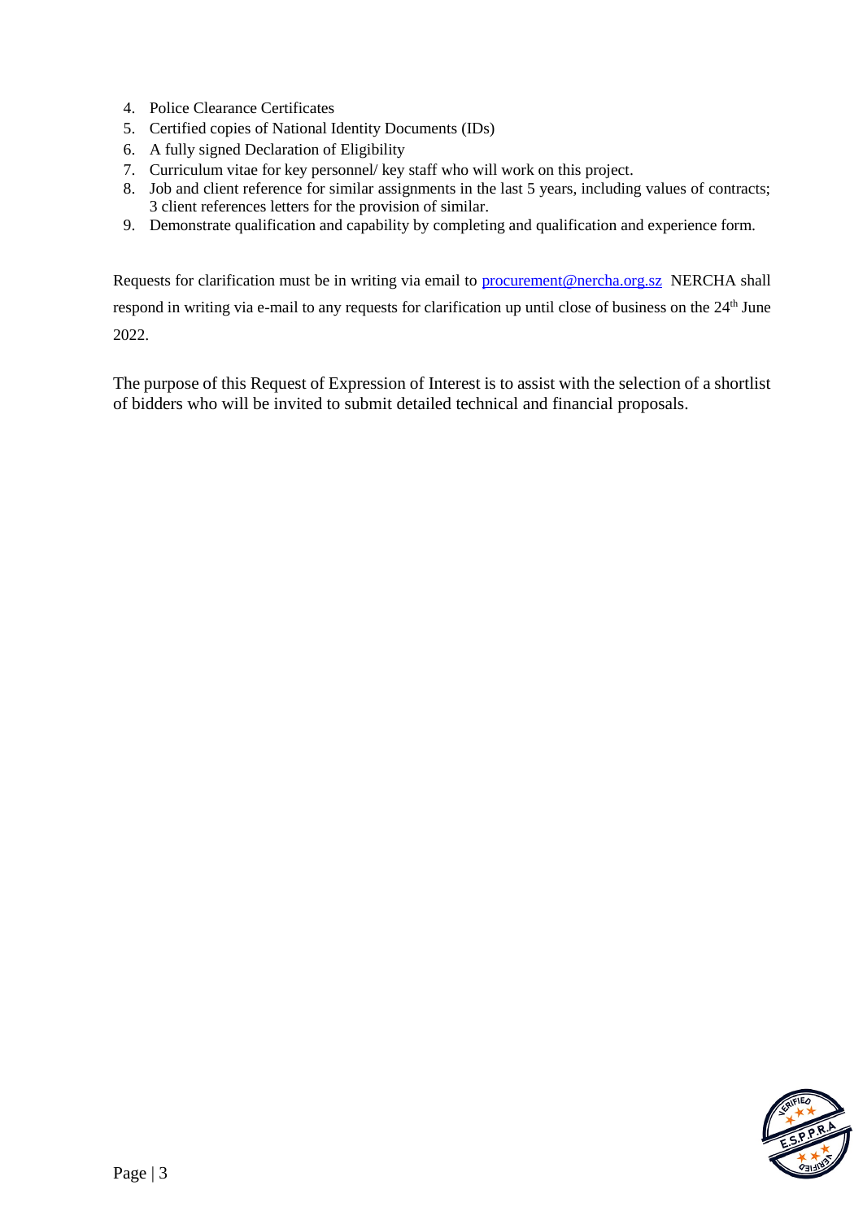4. Police Clearance Certificates
5. Certified copies of National Identity Documents (IDs)
6. A fully signed Declaration of Eligibility
7. Curriculum vitae for key personnel/ key staff who will work on this project.
8. Job and client reference for similar assignments in the last 5 years, including values of contracts; 3 client references letters for the provision of similar.
9. Demonstrate qualification and capability by completing and qualification and experience form.

Requests for clarification must be in writing via email to procurement@nercha.org.sz NERCHA shall respond in writing via e-mail to any requests for clarification up until close of business on the 24th June 2022.

The purpose of this Request of Expression of Interest is to assist with the selection of a shortlist of bidders who will be invited to submit detailed technical and financial proposals.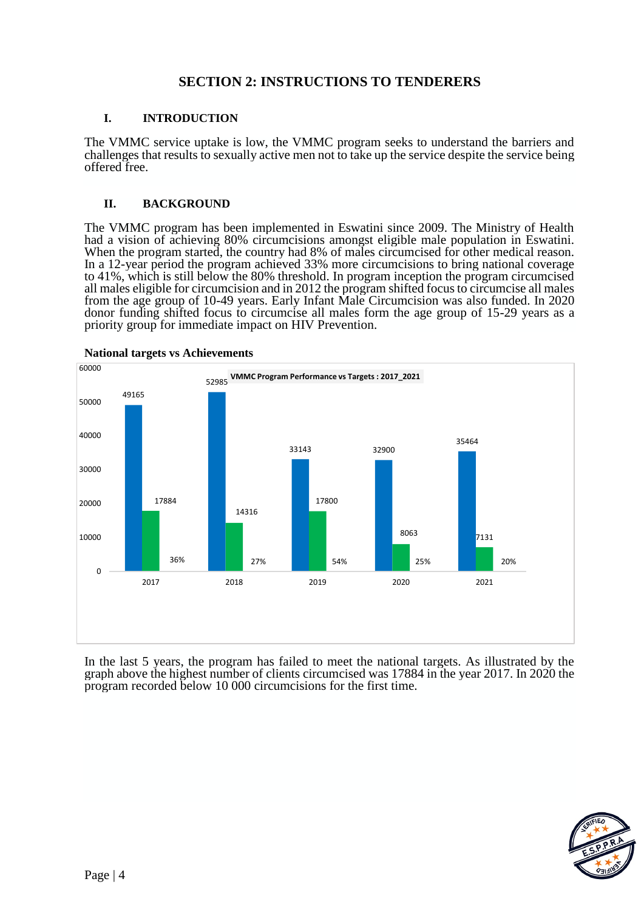## SECTION 2: INSTRUCTIONS TO TENDERERS

### I. INTRODUCTION

The VMMC service uptake is low, the VMMC program seeks to understand the barriers and challenges that results to sexually active men not to take up the service despite the service being offered free.

### II. BACKGROUND

The VMMC program has been implemented in Eswatini since 2009. The Ministry of Health had a vision of achieving 80% circumcisions amongst eligible male population in Eswatini. When the program started, the country had 8% of males circumcised for other medical reason. In a 12-year period the program achieved 33% more circumcisions to bring national coverage to 41%, which is still below the 80% threshold. In program inception the program circumcised all males eligible for circumcision and in 2012 the program shifted focus to circumcise all males from the age group of 10-49 years. Early Infant Male Circumcision was also funded. In 2020 donor funding shifted focus to circumcise all males form the age group of 15-29 years as a priority group for immediate impact on HIV Prevention.

**National targets vs Achievements**

VMMC Program Performance vs Targets : 2017_2021

| Year | Target | Achievement | % |
|---|---|---|---|
| 2017 | 49165 | 17884 | 36% |
| 2018 | 52985 | 14316 | 27% |
| 2019 | 33143 | 17800 | 54% |
| 2020 | 32900 | 8063 | 25% |
| 2021 | 35464 | 7131 | 20% |

In the last 5 years, the program has failed to meet the national targets. As illustrated by the graph above the highest number of clients circumcised was 17884 in the year 2017. In 2020 the program recorded below 10 000 circumcisions for the first time.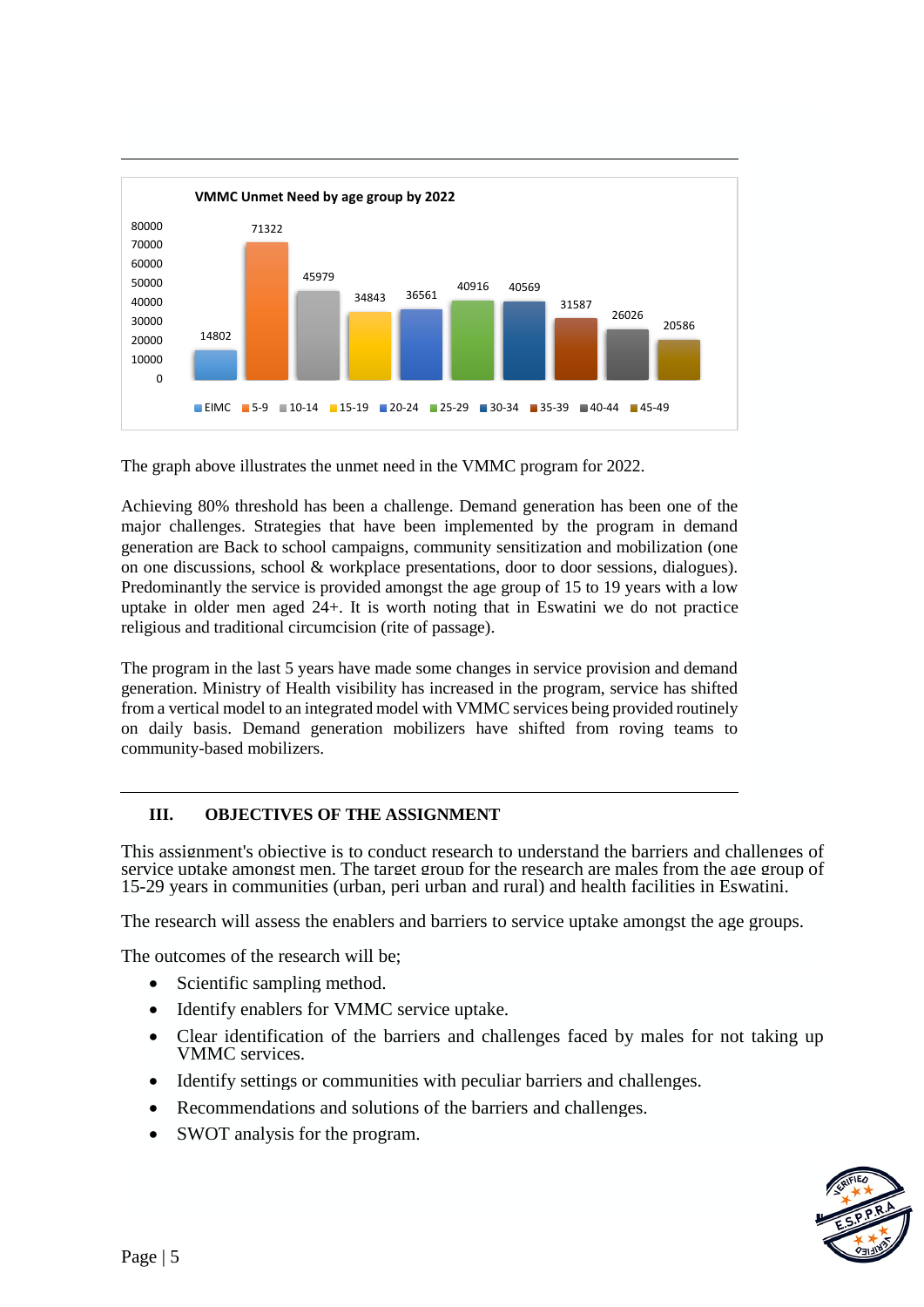**VMMC Unmet Need by age group by 2022**

| Age group | Unmet need |
|---|---|
| EIMC | 14802 |
| 5-9 | 71322 |
| 10-14 | 45979 |
| 15-19 | 34843 |
| 20-24 | 36561 |
| 25-29 | 40916 |
| 30-34 | 40569 |
| 35-39 | 31587 |
| 40-44 | 26026 |
| 45-49 | 20586 |

The graph above illustrates the unmet need in the VMMC program for 2022.

Achieving 80% threshold has been a challenge. Demand generation has been one of the major challenges. Strategies that have been implemented by the program in demand generation are Back to school campaigns, community sensitization and mobilization (one on one discussions, school & workplace presentations, door to door sessions, dialogues). Predominantly the service is provided amongst the age group of 15 to 19 years with a low uptake in older men aged 24+. It is worth noting that in Eswatini we do not practice religious and traditional circumcision (rite of passage).

The program in the last 5 years have made some changes in service provision and demand generation. Ministry of Health visibility has increased in the program, service has shifted from a vertical model to an integrated model with VMMC services being provided routinely on daily basis. Demand generation mobilizers have shifted from roving teams to community-based mobilizers.

## III. OBJECTIVES OF THE ASSIGNMENT

This assignment's objective is to conduct research to understand the barriers and challenges of service uptake amongst men. The target group for the research are males from the age group of 15-29 years in communities (urban, peri urban and rural) and health facilities in Eswatini.

The research will assess the enablers and barriers to service uptake amongst the age groups.

The outcomes of the research will be;

- Scientific sampling method.
- Identify enablers for VMMC service uptake.
- Clear identification of the barriers and challenges faced by males for not taking up VMMC services.
- Identify settings or communities with peculiar barriers and challenges.
- Recommendations and solutions of the barriers and challenges.
- SWOT analysis for the program.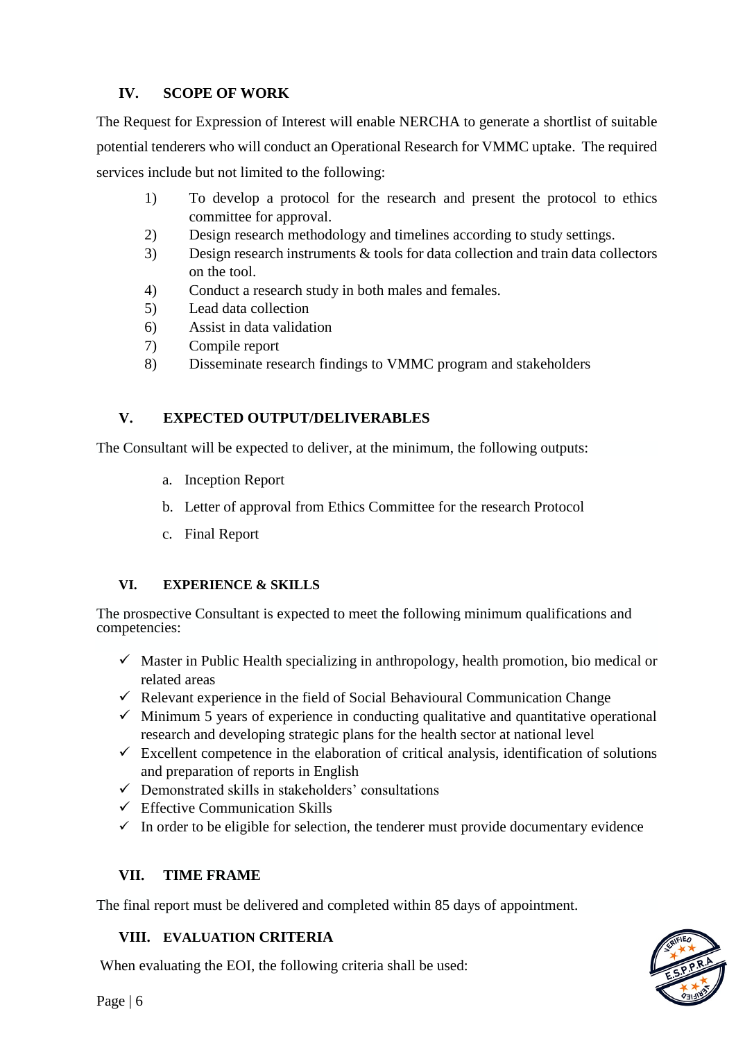## IV. SCOPE OF WORK

The Request for Expression of Interest will enable NERCHA to generate a shortlist of suitable potential tenderers who will conduct an Operational Research for VMMC uptake. The required services include but not limited to the following:

1) To develop a protocol for the research and present the protocol to ethics committee for approval.
2) Design research methodology and timelines according to study settings.
3) Design research instruments & tools for data collection and train data collectors on the tool.
4) Conduct a research study in both males and females.
5) Lead data collection
6) Assist in data validation
7) Compile report
8) Disseminate research findings to VMMC program and stakeholders

## V. EXPECTED OUTPUT/DELIVERABLES

The Consultant will be expected to deliver, at the minimum, the following outputs:

a. Inception Report
b. Letter of approval from Ethics Committee for the research Protocol
c. Final Report

## VI. EXPERIENCE & SKILLS

The prospective Consultant is expected to meet the following minimum qualifications and competencies:

- ✓ Master in Public Health specializing in anthropology, health promotion, bio medical or related areas
- ✓ Relevant experience in the field of Social Behavioural Communication Change
- ✓ Minimum 5 years of experience in conducting qualitative and quantitative operational research and developing strategic plans for the health sector at national level
- ✓ Excellent competence in the elaboration of critical analysis, identification of solutions and preparation of reports in English
- ✓ Demonstrated skills in stakeholders' consultations
- ✓ Effective Communication Skills
- ✓ In order to be eligible for selection, the tenderer must provide documentary evidence

## VII. TIME FRAME

The final report must be delivered and completed within 85 days of appointment.

## VIII. EVALUATION CRITERIA

When evaluating the EOI, the following criteria shall be used: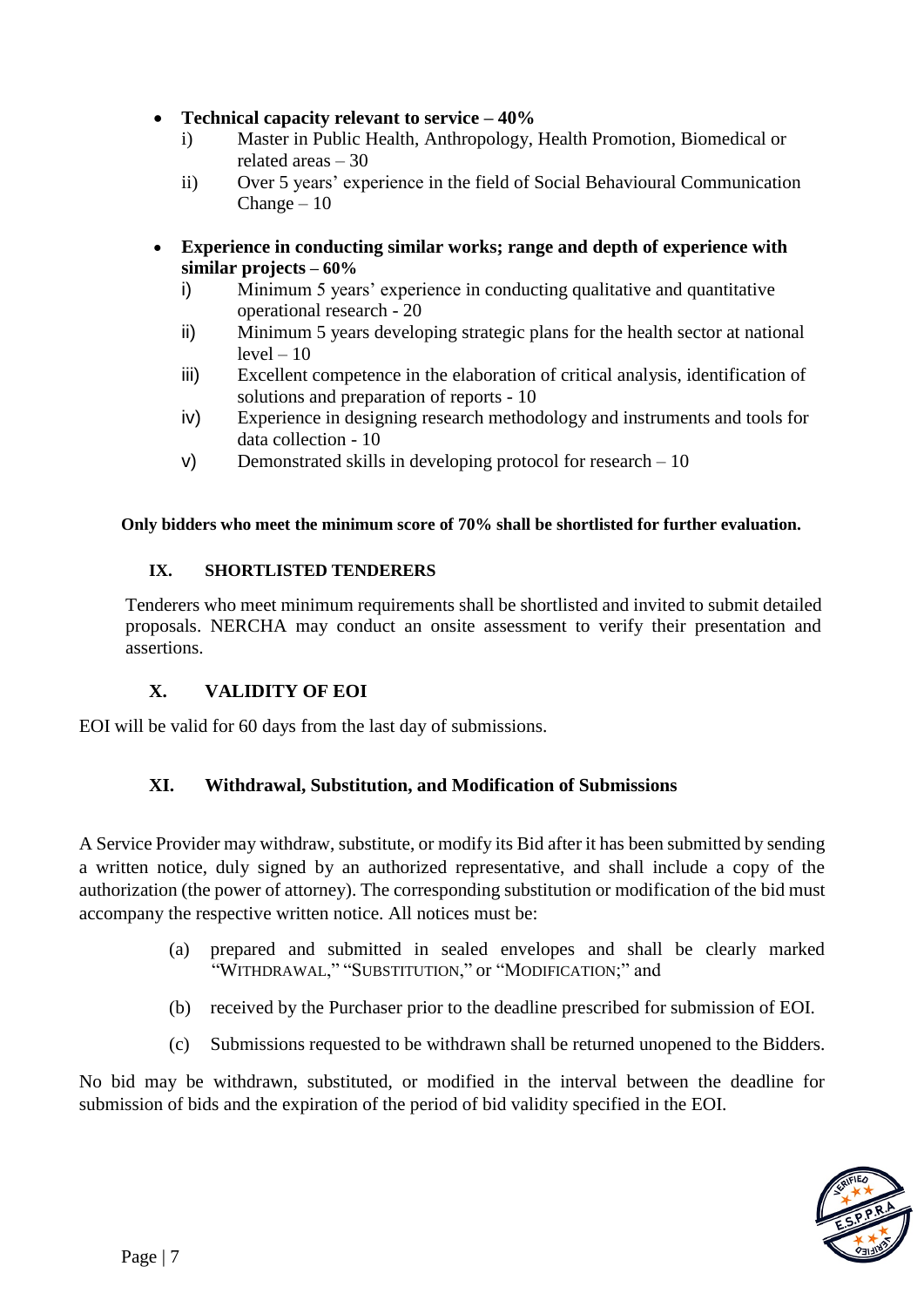- **Technical capacity relevant to service – 40%**
  - i) Master in Public Health, Anthropology, Health Promotion, Biomedical or related areas – 30
  - ii) Over 5 years' experience in the field of Social Behavioural Communication Change – 10

- **Experience in conducting similar works; range and depth of experience with similar projects – 60%**
  - i) Minimum 5 years' experience in conducting qualitative and quantitative operational research - 20
  - ii) Minimum 5 years developing strategic plans for the health sector at national level – 10
  - iii) Excellent competence in the elaboration of critical analysis, identification of solutions and preparation of reports - 10
  - iv) Experience in designing research methodology and instruments and tools for data collection - 10
  - v) Demonstrated skills in developing protocol for research – 10

**Only bidders who meet the minimum score of 70% shall be shortlisted for further evaluation.**

## IX. SHORTLISTED TENDERERS

Tenderers who meet minimum requirements shall be shortlisted and invited to submit detailed proposals. NERCHA may conduct an onsite assessment to verify their presentation and assertions.

## X. VALIDITY OF EOI

EOI will be valid for 60 days from the last day of submissions.

## XI. Withdrawal, Substitution, and Modification of Submissions

A Service Provider may withdraw, substitute, or modify its Bid after it has been submitted by sending a written notice, duly signed by an authorized representative, and shall include a copy of the authorization (the power of attorney). The corresponding substitution or modification of the bid must accompany the respective written notice. All notices must be:

(a) prepared and submitted in sealed envelopes and shall be clearly marked "WITHDRAWAL," "SUBSTITUTION," or "MODIFICATION;" and

(b) received by the Purchaser prior to the deadline prescribed for submission of EOI.

(c) Submissions requested to be withdrawn shall be returned unopened to the Bidders.

No bid may be withdrawn, substituted, or modified in the interval between the deadline for submission of bids and the expiration of the period of bid validity specified in the EOI.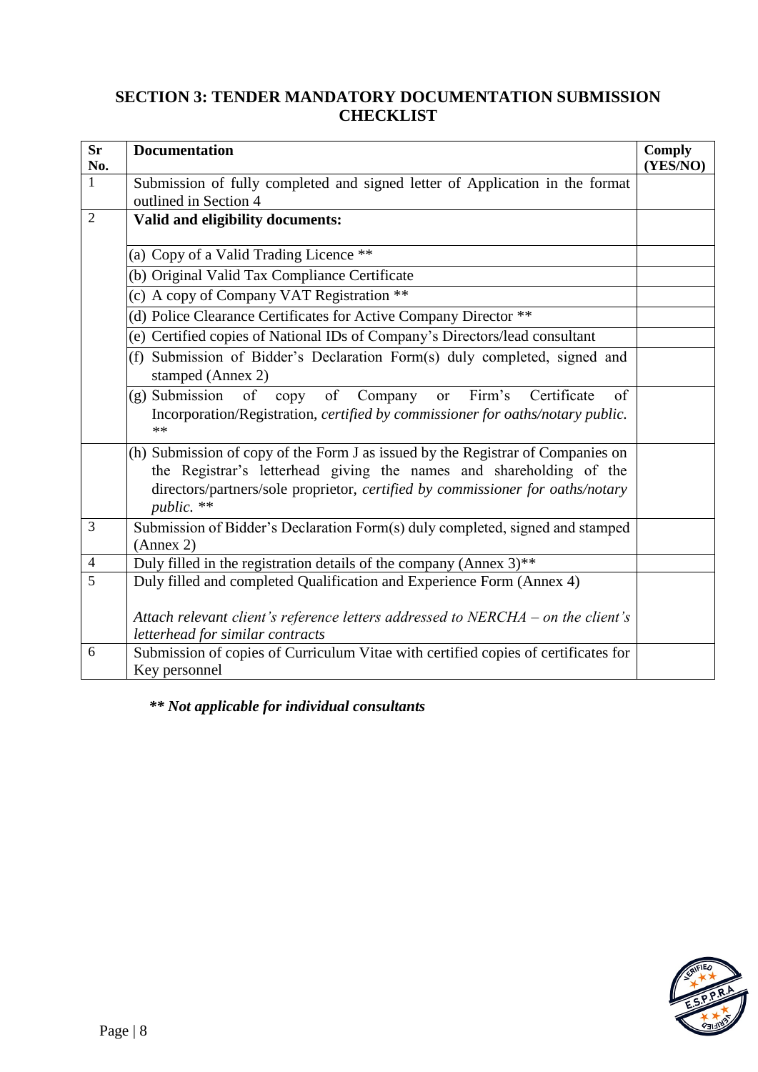## SECTION 3: TENDER MANDATORY DOCUMENTATION SUBMISSION CHECKLIST

| Sr No. | Documentation | Comply (YES/NO) |
|---|---|---|
| 1 | Submission of fully completed and signed letter of Application in the format outlined in Section 4 | |
| 2 | **Valid and eligibility documents:** | |
| | (a) Copy of a Valid Trading Licence ** | |
| | (b) Original Valid Tax Compliance Certificate | |
| | (c) A copy of Company VAT Registration ** | |
| | (d) Police Clearance Certificates for Active Company Director ** | |
| | (e) Certified copies of National IDs of Company's Directors/lead consultant | |
| | (f) Submission of Bidder's Declaration Form(s) duly completed, signed and stamped (Annex 2) | |
| | (g) Submission of copy of Company or Firm's Certificate of Incorporation/Registration, *certified by commissioner for oaths/notary public.* ** | |
| | (h) Submission of copy of the Form J as issued by the Registrar of Companies on the Registrar's letterhead giving the names and shareholding of the directors/partners/sole proprietor, *certified by commissioner for oaths/notary public.* ** | |
| 3 | Submission of Bidder's Declaration Form(s) duly completed, signed and stamped (Annex 2) | |
| 4 | Duly filled in the registration details of the company (Annex 3)** | |
| 5 | Duly filled and completed Qualification and Experience Form (Annex 4)<br><br>*Attach relevant client's reference letters addressed to NERCHA – on the client's letterhead for similar contracts* | |
| 6 | Submission of copies of Curriculum Vitae with certified copies of certificates for Key personnel | |

***** Not applicable for individual consultants***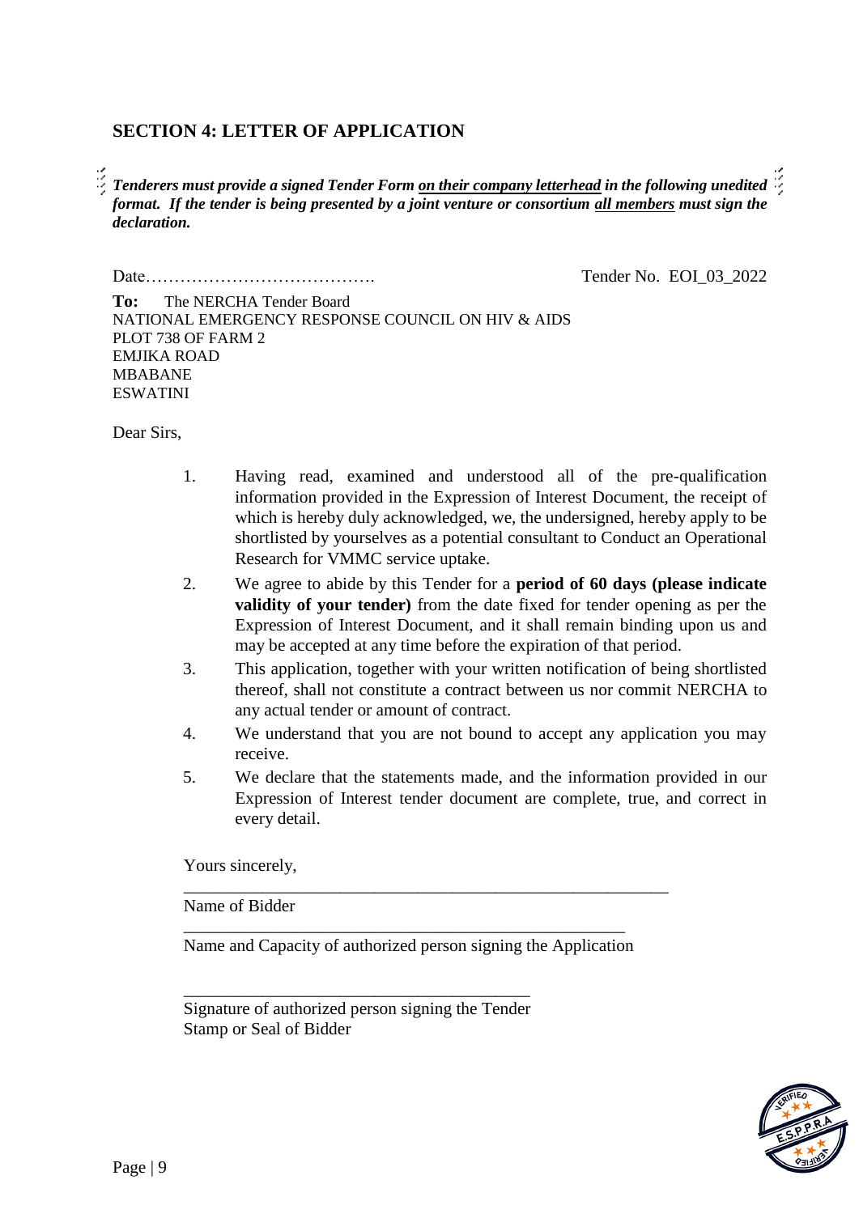## SECTION 4: LETTER OF APPLICATION

***Tenderers must provide a signed Tender Form <u>on their company letterhead</u> in the following unedited format. If the tender is being presented by a joint venture or consortium <u>all members</u> must sign the declaration.***

Date…………………………………. Tender No. EOI_03_2022

**To:** The NERCHA Tender Board
NATIONAL EMERGENCY RESPONSE COUNCIL ON HIV & AIDS
PLOT 738 OF FARM 2
EMJIKA ROAD
MBABANE
ESWATINI

Dear Sirs,

1. Having read, examined and understood all of the pre-qualification information provided in the Expression of Interest Document, the receipt of which is hereby duly acknowledged, we, the undersigned, hereby apply to be shortlisted by yourselves as a potential consultant to Conduct an Operational Research for VMMC service uptake.
2. We agree to abide by this Tender for a **period of 60 days (please indicate validity of your tender)** from the date fixed for tender opening as per the Expression of Interest Document, and it shall remain binding upon us and may be accepted at any time before the expiration of that period.
3. This application, together with your written notification of being shortlisted thereof, shall not constitute a contract between us nor commit NERCHA to any actual tender or amount of contract.
4. We understand that you are not bound to accept any application you may receive.
5. We declare that the statements made, and the information provided in our Expression of Interest tender document are complete, true, and correct in every detail.

Yours sincerely,

\_\_\_\_\_\_\_\_\_\_\_\_\_\_\_\_\_\_\_\_\_\_\_\_\_\_\_\_\_\_\_\_\_\_\_\_\_\_\_\_\_\_\_\_\_\_\_\_\_\_\_\_\_\_\_\_
Name of Bidder

\_\_\_\_\_\_\_\_\_\_\_\_\_\_\_\_\_\_\_\_\_\_\_\_\_\_\_\_\_\_\_\_\_\_\_\_\_\_\_\_\_\_\_\_\_\_\_\_\_\_\_\_
Name and Capacity of authorized person signing the Application

\_\_\_\_\_\_\_\_\_\_\_\_\_\_\_\_\_\_\_\_\_\_\_\_\_\_\_\_\_\_\_\_\_\_\_\_\_\_\_\_\_\_
Signature of authorized person signing the Tender
Stamp or Seal of Bidder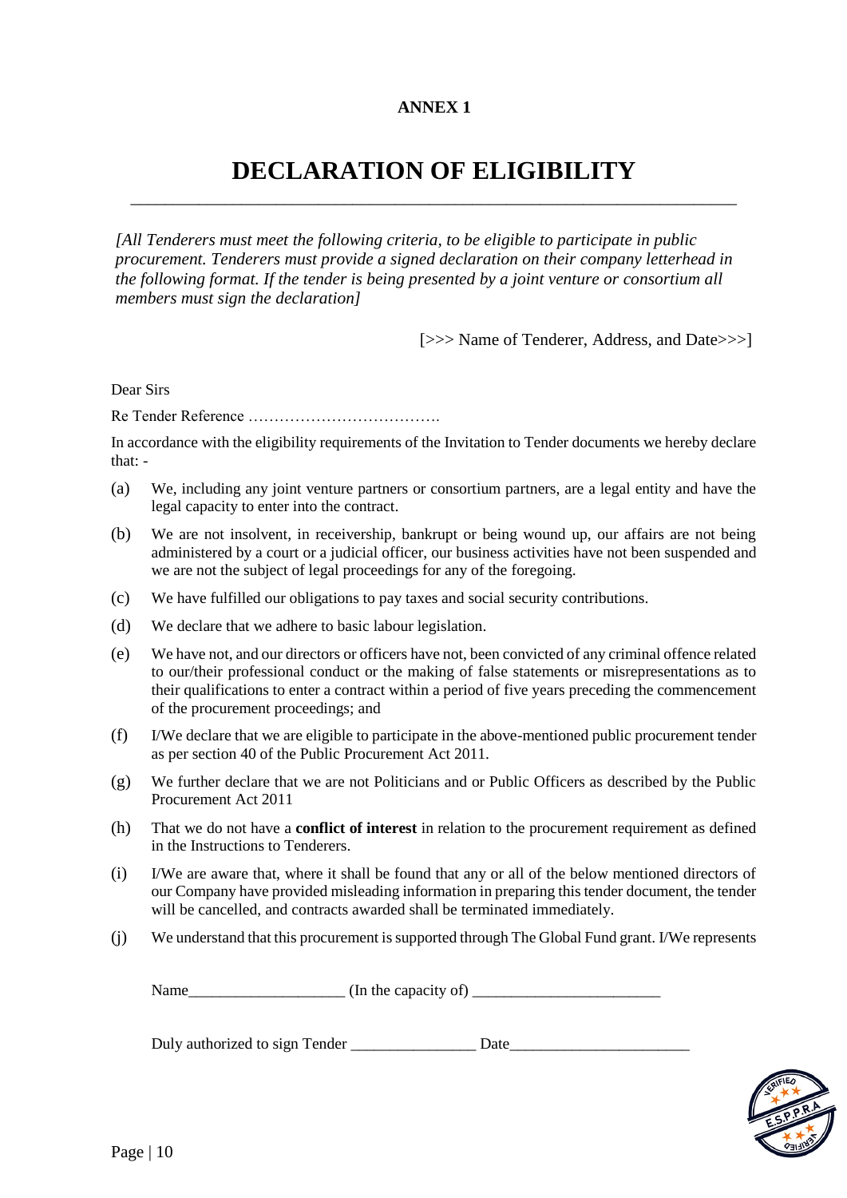**ANNEX 1**

# DECLARATION OF ELIGIBILITY

*[All Tenderers must meet the following criteria, to be eligible to participate in public procurement. Tenderers must provide a signed declaration on their company letterhead in the following format. If the tender is being presented by a joint venture or consortium all members must sign the declaration]*

[>>> Name of Tenderer, Address, and Date>>>]

Dear Sirs

Re Tender Reference ……………………………….

In accordance with the eligibility requirements of the Invitation to Tender documents we hereby declare that: -

(a) We, including any joint venture partners or consortium partners, are a legal entity and have the legal capacity to enter into the contract.

(b) We are not insolvent, in receivership, bankrupt or being wound up, our affairs are not being administered by a court or a judicial officer, our business activities have not been suspended and we are not the subject of legal proceedings for any of the foregoing.

(c) We have fulfilled our obligations to pay taxes and social security contributions.

(d) We declare that we adhere to basic labour legislation.

(e) We have not, and our directors or officers have not, been convicted of any criminal offence related to our/their professional conduct or the making of false statements or misrepresentations as to their qualifications to enter a contract within a period of five years preceding the commencement of the procurement proceedings; and

(f) I/We declare that we are eligible to participate in the above-mentioned public procurement tender as per section 40 of the Public Procurement Act 2011.

(g) We further declare that we are not Politicians and or Public Officers as described by the Public Procurement Act 2011

(h) That we do not have a **conflict of interest** in relation to the procurement requirement as defined in the Instructions to Tenderers.

(i) I/We are aware that, where it shall be found that any or all of the below mentioned directors of our Company have provided misleading information in preparing this tender document, the tender will be cancelled, and contracts awarded shall be terminated immediately.

(j) We understand that this procurement is supported through The Global Fund grant. I/We represents

Name____________________ (In the capacity of) ________________________

Duly authorized to sign Tender ________________ Date_______________________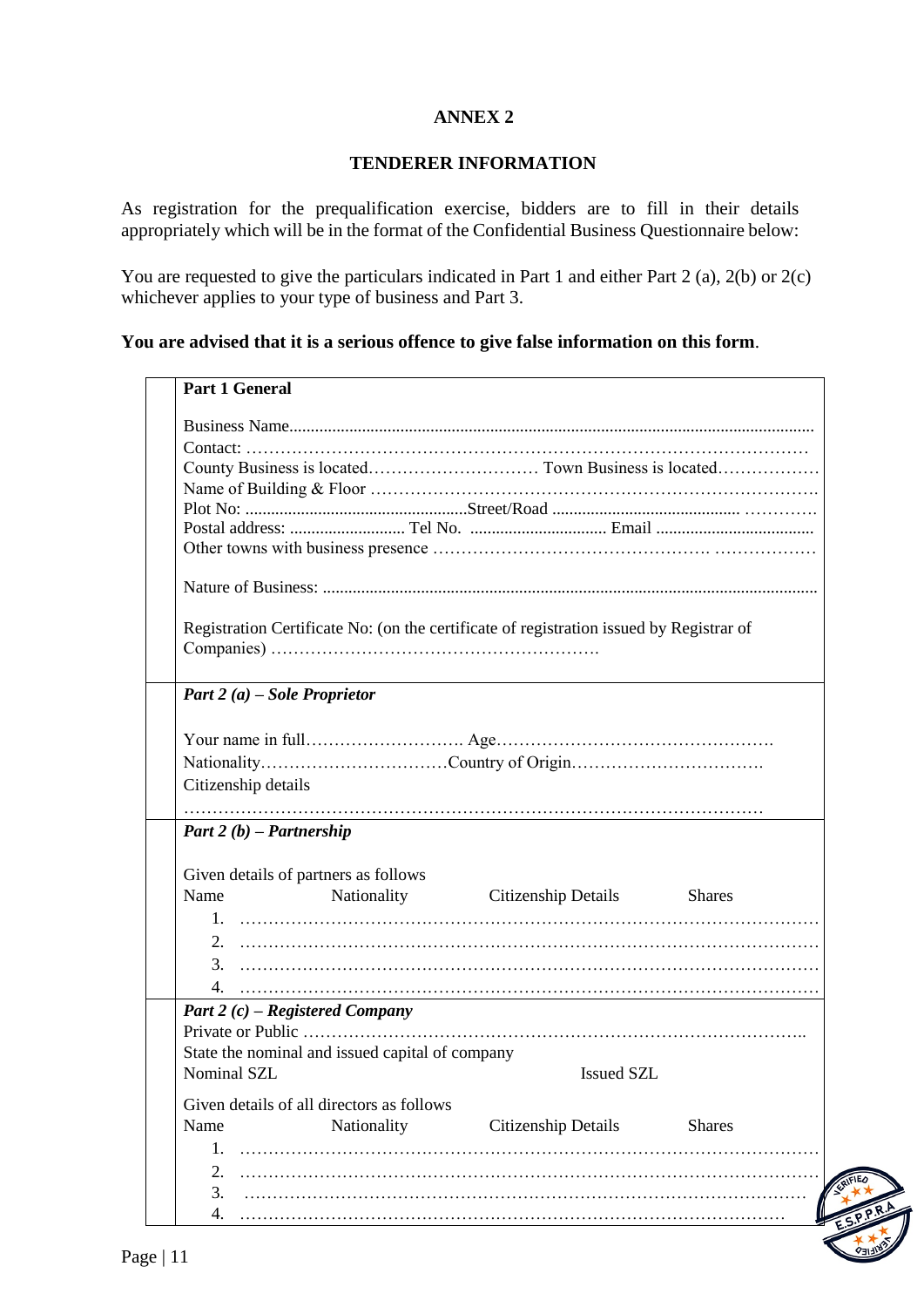## ANNEX 2

### TENDERER INFORMATION

As registration for the prequalification exercise, bidders are to fill in their details appropriately which will be in the format of the Confidential Business Questionnaire below:

You are requested to give the particulars indicated in Part 1 and either Part 2 (a), 2(b) or 2(c) whichever applies to your type of business and Part 3.

**You are advised that it is a serious offence to give false information on this form**.

| |
|---|
| **Part 1 General**<br><br>Business Name..........................................................................................................................<br>Contact: ……………………………………………………………………………………<br>County Business is located………………………… Town Business is located………………<br>Name of Building & Floor ……………………………………………………………………<br>Plot No: ....................................................Street/Road ............................................ …………<br>Postal address: ........................... Tel No. ................................ Email .....................................<br>Other towns with business presence …………………………………………. ………………<br><br>Nature of Business: ...................................................................................................................<br><br>Registration Certificate No: (on the certificate of registration issued by Registrar of Companies) …………………………………………………. |
| ***Part 2 (a) – Sole Proprietor***<br><br>Your name in full………………………. Age………………………………………….<br>Nationality……………………………Country of Origin…………………………….<br>Citizenship details<br>………………………………………………………………………………………… |
| ***Part 2 (b) – Partnership***<br><br>Given details of partners as follows<br>Name Nationality Citizenship Details Shares<br>1. ………………………………………………………………………………………<br>2. ………………………………………………………………………………………<br>3. ………………………………………………………………………………………<br>4. ……………………………………………………………………………………… |
| ***Part 2 (c) – Registered Company***<br>Private or Public ……………………………………………………………………………..<br>State the nominal and issued capital of company<br>Nominal SZL Issued SZL<br><br>Given details of all directors as follows<br>Name Nationality Citizenship Details Shares<br>1. ………………………………………………………………………………………<br>2. ………………………………………………………………………………………<br>3. ………………………………………………………………………………………<br>4. ……………………………………………………………………………………… |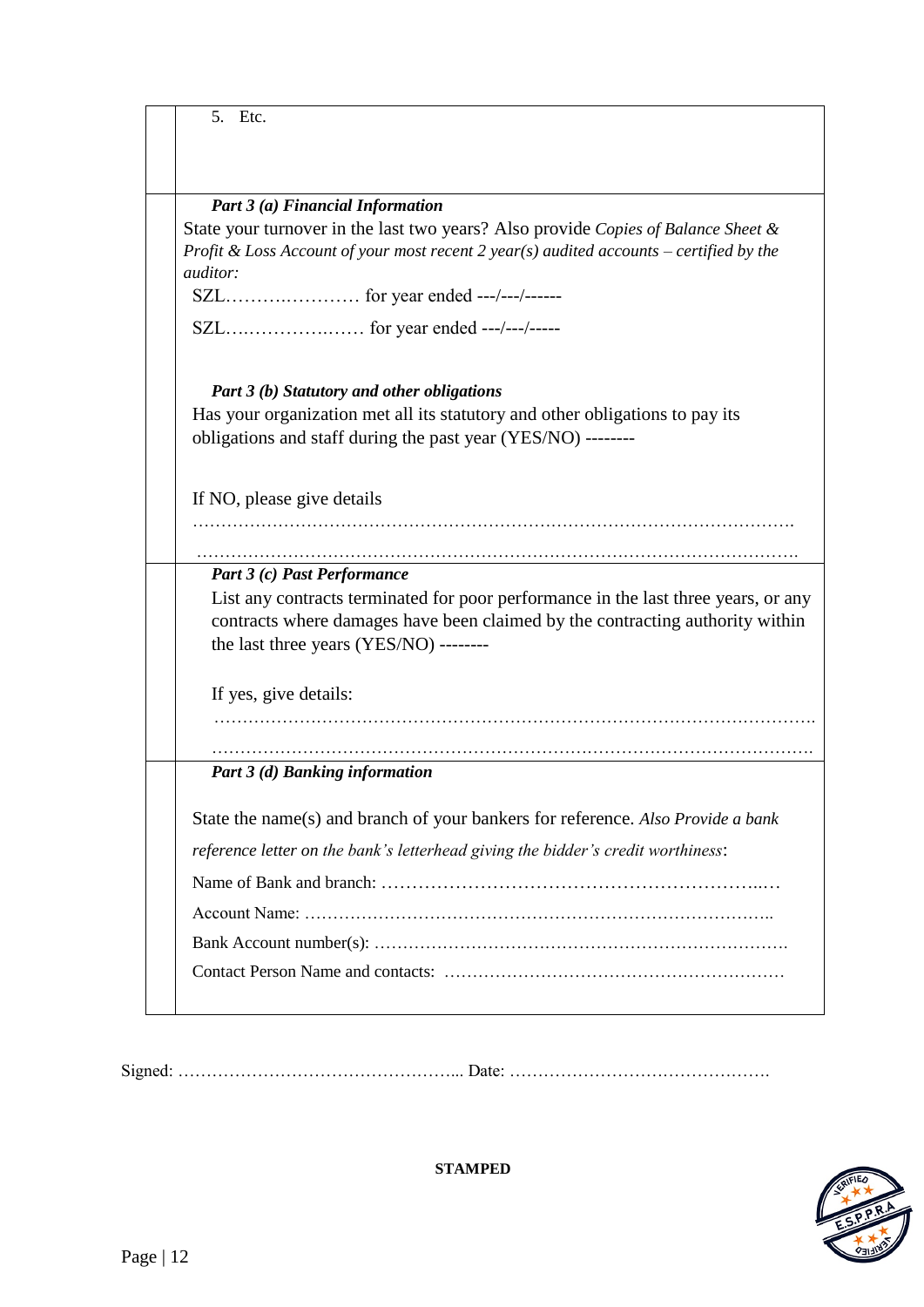5. Etc.

***Part 3 (a) Financial Information***

State your turnover in the last two years? Also provide *Copies of Balance Sheet & Profit & Loss Account of your most recent 2 year(s) audited accounts – certified by the auditor:*

SZL…………………… for year ended ---/---/------

SZL…………………… for year ended ---/---/-----

***Part 3 (b) Statutory and other obligations***

Has your organization met all its statutory and other obligations to pay its obligations and staff during the past year (YES/NO) --------

If NO, please give details

…………………………………………………………………………………………….

…………………………………………………………………………………………….

***Part 3 (c) Past Performance***

List any contracts terminated for poor performance in the last three years, or any contracts where damages have been claimed by the contracting authority within the last three years (YES/NO) --------

If yes, give details:

…………………………………………………………………………………………….

…………………………………………………………………………………………….

***Part 3 (d) Banking information***

State the name(s) and branch of your bankers for reference. *Also Provide a bank reference letter on the bank's letterhead giving the bidder's credit worthiness*:

Name of Bank and branch: ………………………………………………………..…

Account Name: ………………………………………………………………………..

Bank Account number(s): ……………………………………………………………….

Contact Person Name and contacts: ……………………………………………………

Signed: ………………………………………….. Date: ……………………………………….

**STAMPED**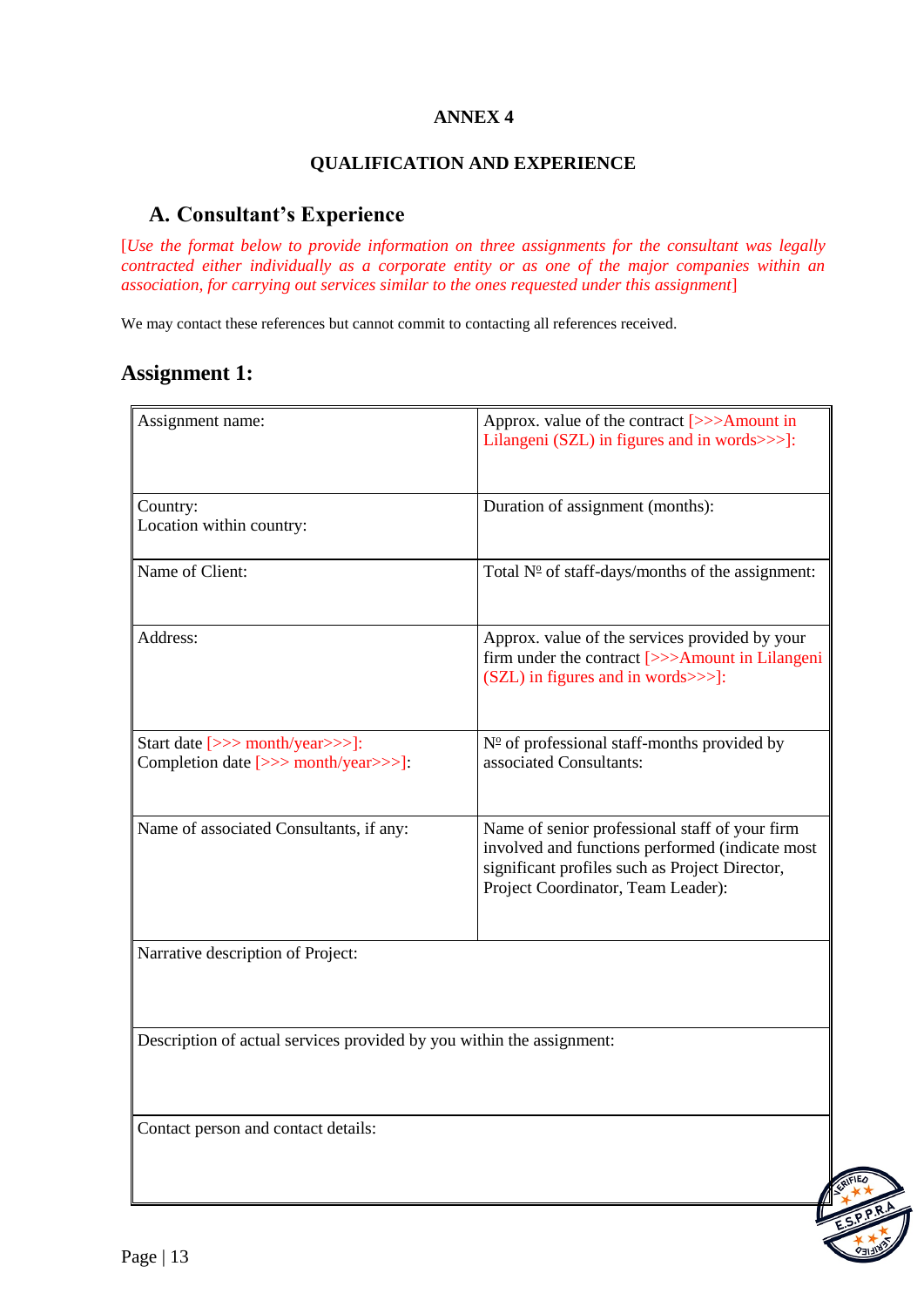**ANNEX 4**

**QUALIFICATION AND EXPERIENCE**

## A. Consultant's Experience

[*Use the format below to provide information on three assignments for the consultant was legally contracted either individually as a corporate entity or as one of the major companies within an association, for carrying out services similar to the ones requested under this assignment*]

We may contact these references but cannot commit to contacting all references received.

### Assignment 1:

| Assignment name: | Approx. value of the contract [>>>Amount in Lilangeni (SZL) in figures and in words>>>]: |
|---|---|
| Country:<br>Location within country: | Duration of assignment (months): |
| Name of Client: | Total Nº of staff-days/months of the assignment: |
| Address: | Approx. value of the services provided by your firm under the contract [>>>Amount in Lilangeni (SZL) in figures and in words>>>]: |
| Start date [>>> month/year>>>]:<br>Completion date [>>> month/year>>>]: | Nº of professional staff-months provided by associated Consultants: |
| Name of associated Consultants, if any: | Name of senior professional staff of your firm involved and functions performed (indicate most significant profiles such as Project Director, Project Coordinator, Team Leader): |
| Narrative description of Project: | |
| Description of actual services provided by you within the assignment: | |
| Contact person and contact details: | |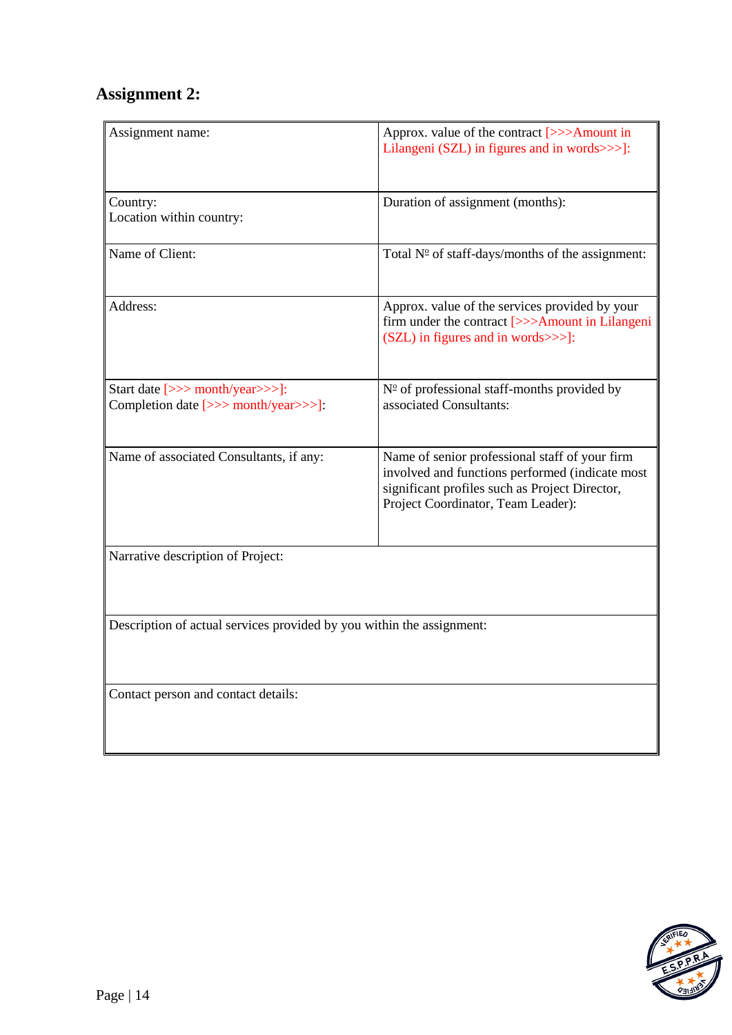## Assignment 2:

| Assignment name: | Approx. value of the contract [>>>Amount in Lilangeni (SZL) in figures and in words>>>]: |
|---|---|
| Country:<br>Location within country: | Duration of assignment (months): |
| Name of Client: | Total Nº of staff-days/months of the assignment: |
| Address: | Approx. value of the services provided by your firm under the contract [>>>Amount in Lilangeni (SZL) in figures and in words>>>]: |
| Start date [>>> month/year>>>]:<br>Completion date [>>> month/year>>>]: | Nº of professional staff-months provided by associated Consultants: |
| Name of associated Consultants, if any: | Name of senior professional staff of your firm involved and functions performed (indicate most significant profiles such as Project Director, Project Coordinator, Team Leader): |
| Narrative description of Project: | |
| Description of actual services provided by you within the assignment: | |
| Contact person and contact details: | |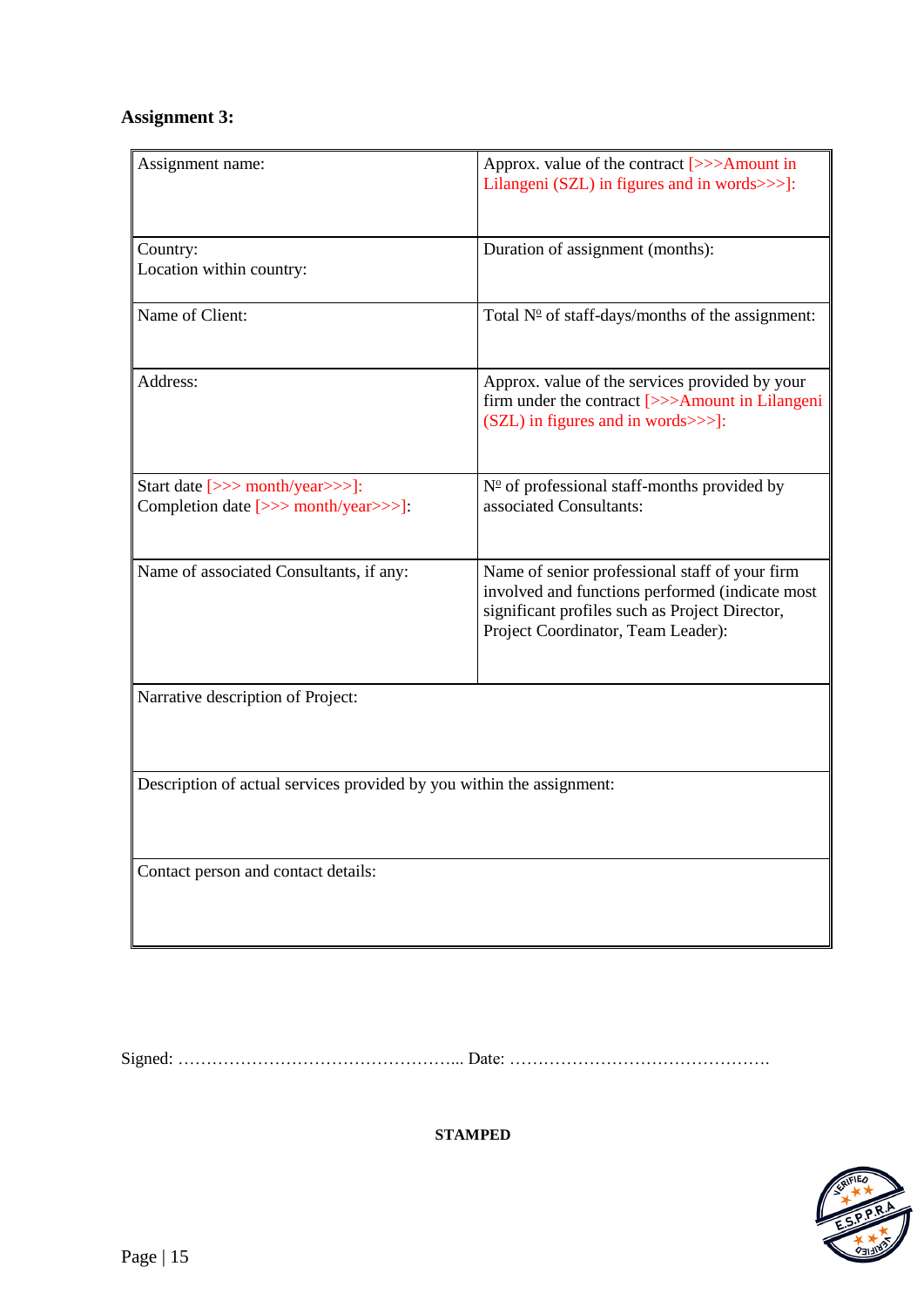**Assignment 3:**

| | |
|---|---|
| Assignment name: | Approx. value of the contract [>>>Amount in Lilangeni (SZL) in figures and in words>>>]: |
| Country:<br>Location within country: | Duration of assignment (months): |
| Name of Client: | Total Nº of staff-days/months of the assignment: |
| Address: | Approx. value of the services provided by your firm under the contract [>>>Amount in Lilangeni (SZL) in figures and in words>>>]: |
| Start date [>>> month/year>>>]:<br>Completion date [>>> month/year>>>]: | Nº of professional staff-months provided by associated Consultants: |
| Name of associated Consultants, if any: | Name of senior professional staff of your firm involved and functions performed (indicate most significant profiles such as Project Director, Project Coordinator, Team Leader): |
| Narrative description of Project: | |
| Description of actual services provided by you within the assignment: | |
| Contact person and contact details: | |

Signed: …………………………………………... Date: ……………………………………….

**STAMPED**